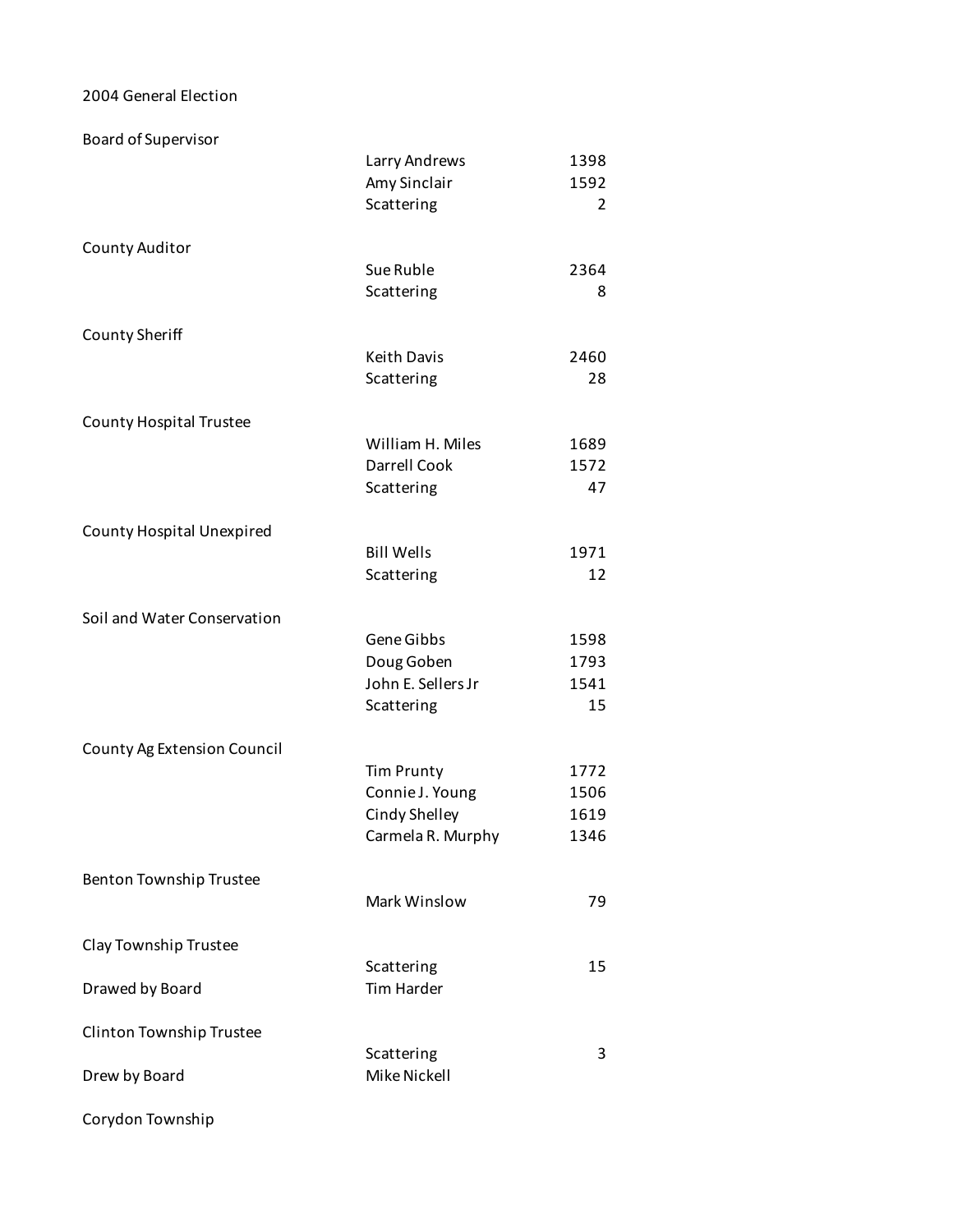# 2004 General Election

| Office | Candidate | Votes |
|---|---|---|
| Board of Supervisor | | |
| | Larry Andrews | 1398 |
| | Amy Sinclair | 1592 |
| | Scattering | 2 |
| County Auditor | | |
| | Sue Ruble | 2364 |
| | Scattering | 8 |
| County Sheriff | | |
| | Keith Davis | 2460 |
| | Scattering | 28 |
| County Hospital Trustee | | |
| | William H. Miles | 1689 |
| | Darrell Cook | 1572 |
| | Scattering | 47 |
| County Hospital Unexpired | | |
| | Bill Wells | 1971 |
| | Scattering | 12 |
| Soil and Water Conservation | | |
| | Gene Gibbs | 1598 |
| | Doug Goben | 1793 |
| | John E. Sellers Jr | 1541 |
| | Scattering | 15 |
| County Ag Extension Council | | |
| | Tim Prunty | 1772 |
| | Connie J. Young | 1506 |
| | Cindy Shelley | 1619 |
| | Carmela R. Murphy | 1346 |
| Benton Township Trustee | | |
| | Mark Winslow | 79 |
| Clay Township Trustee | | |
| | Scattering | 15 |
| Drawed by Board | Tim Harder | |
| Clinton Township Trustee | | |
| | Scattering | 3 |
| Drew by Board | Mike Nickell | |
| Corydon Township | | |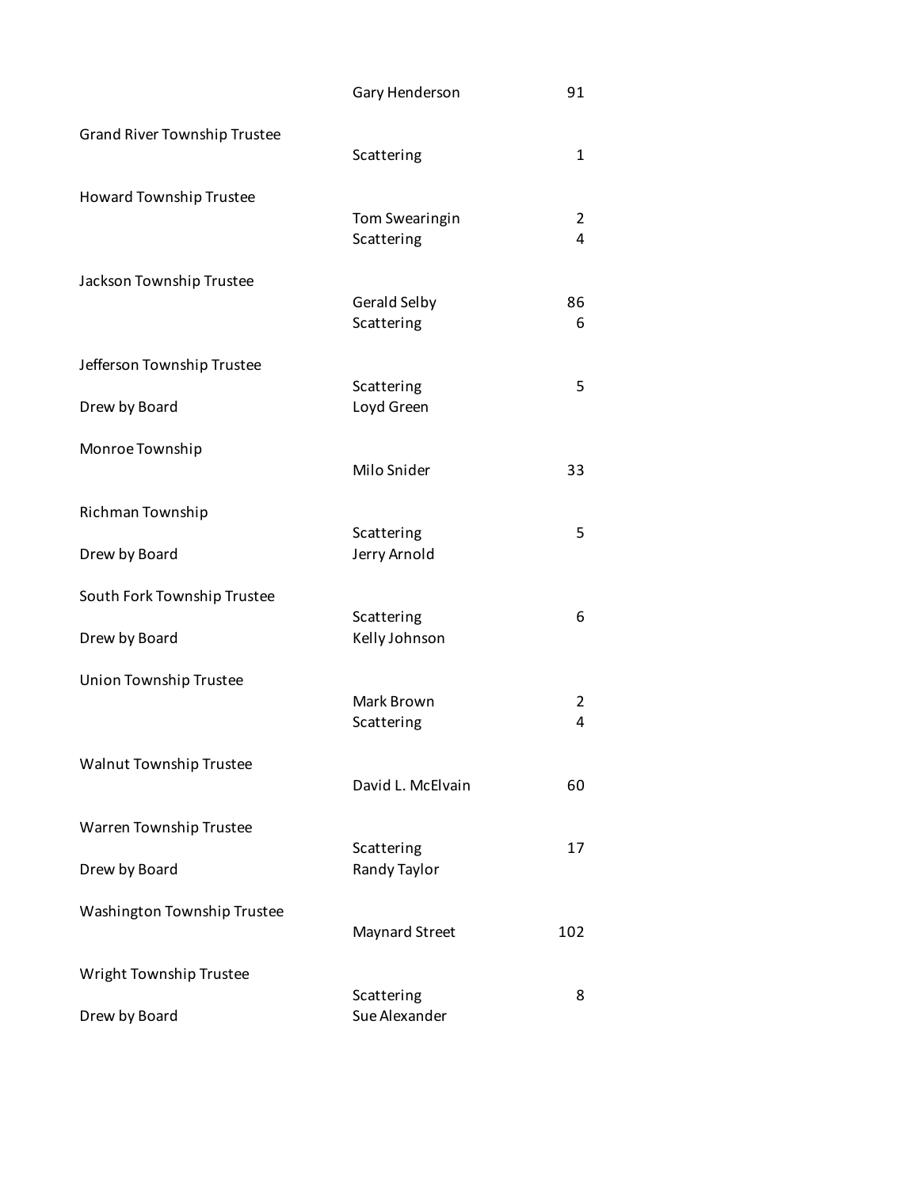| | | |
|---|---|---|
| | Gary Henderson | 91 |
| Grand River Township Trustee | | |
| | Scattering | 1 |
| Howard Township Trustee | | |
| | Tom Swearingin | 2 |
| | Scattering | 4 |
| Jackson Township Trustee | | |
| | Gerald Selby | 86 |
| | Scattering | 6 |
| Jefferson Township Trustee | | |
| | Scattering | 5 |
| Drew by Board | Loyd Green | |
| Monroe Township | | |
| | Milo Snider | 33 |
| Richman Township | | |
| | Scattering | 5 |
| Drew by Board | Jerry Arnold | |
| South Fork Township Trustee | | |
| | Scattering | 6 |
| Drew by Board | Kelly Johnson | |
| Union Township Trustee | | |
| | Mark Brown | 2 |
| | Scattering | 4 |
| Walnut Township Trustee | | |
| | David L. McElvain | 60 |
| Warren Township Trustee | | |
| | Scattering | 17 |
| Drew by Board | Randy Taylor | |
| Washington Township Trustee | | |
| | Maynard Street | 102 |
| Wright Township Trustee | | |
| | Scattering | 8 |
| Drew by Board | Sue Alexander | |